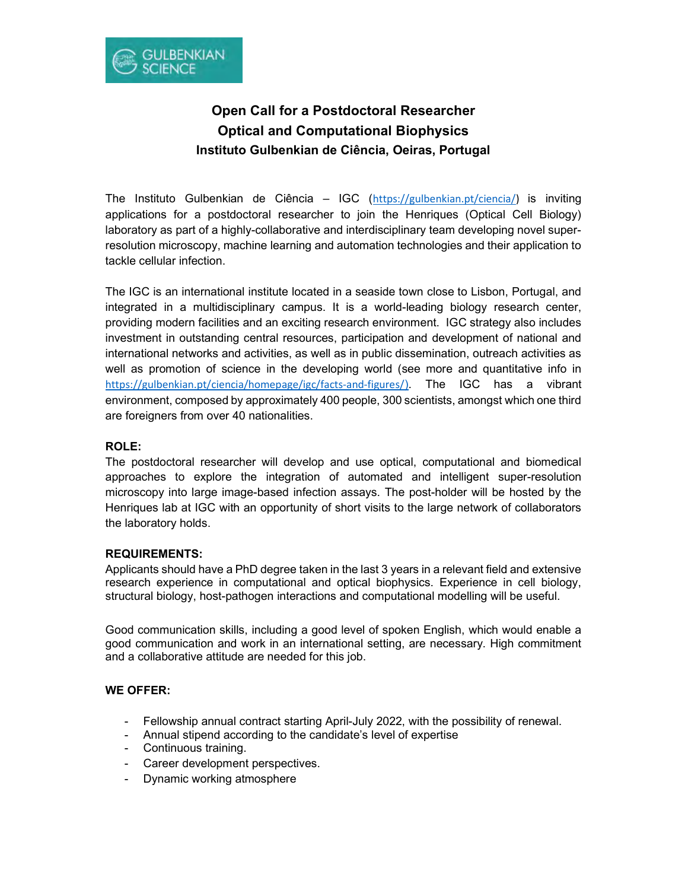GULBENKIAN SCIENCE

# Open Call for a Postdoctoral Researcher
## Optical and Computational Biophysics
### Instituto Gulbenkian de Ciência, Oeiras, Portugal

The Instituto Gulbenkian de Ciência – IGC (https://gulbenkian.pt/ciencia/) is inviting applications for a postdoctoral researcher to join the Henriques (Optical Cell Biology) laboratory as part of a highly-collaborative and interdisciplinary team developing novel super-resolution microscopy, machine learning and automation technologies and their application to tackle cellular infection.

The IGC is an international institute located in a seaside town close to Lisbon, Portugal, and integrated in a multidisciplinary campus. It is a world-leading biology research center, providing modern facilities and an exciting research environment. IGC strategy also includes investment in outstanding central resources, participation and development of national and international networks and activities, as well as in public dissemination, outreach activities as well as promotion of science in the developing world (see more and quantitative info in https://gulbenkian.pt/ciencia/homepage/igc/facts-and-figures/). The IGC has a vibrant environment, composed by approximately 400 people, 300 scientists, amongst which one third are foreigners from over 40 nationalities.

**ROLE:**

The postdoctoral researcher will develop and use optical, computational and biomedical approaches to explore the integration of automated and intelligent super-resolution microscopy into large image-based infection assays. The post-holder will be hosted by the Henriques lab at IGC with an opportunity of short visits to the large network of collaborators the laboratory holds.

**REQUIREMENTS:**

Applicants should have a PhD degree taken in the last 3 years in a relevant field and extensive research experience in computational and optical biophysics. Experience in cell biology, structural biology, host-pathogen interactions and computational modelling will be useful.

Good communication skills, including a good level of spoken English, which would enable a good communication and work in an international setting, are necessary. High commitment and a collaborative attitude are needed for this job.

**WE OFFER:**

- Fellowship annual contract starting April-July 2022, with the possibility of renewal.
- Annual stipend according to the candidate's level of expertise
- Continuous training.
- Career development perspectives.
- Dynamic working atmosphere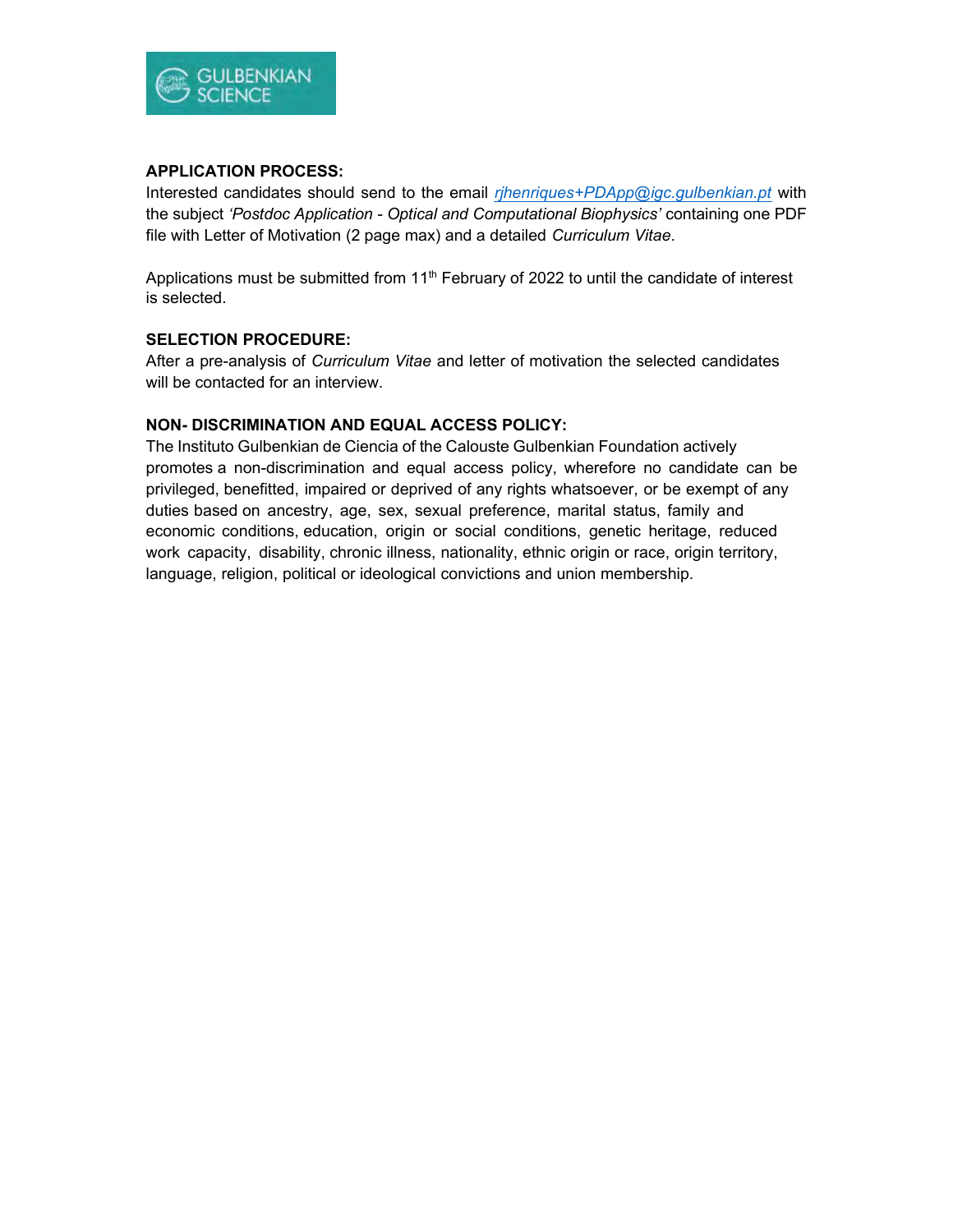**APPLICATION PROCESS:**

Interested candidates should send to the email *rjhenriques+PDApp@igc.gulbenkian.pt* with the subject *'Postdoc Application - Optical and Computational Biophysics'* containing one PDF file with Letter of Motivation (2 page max) and a detailed *Curriculum Vitae*.

Applications must be submitted from 11th February of 2022 to until the candidate of interest is selected.

**SELECTION PROCEDURE:**

After a pre-analysis of *Curriculum Vitae* and letter of motivation the selected candidates will be contacted for an interview.

**NON- DISCRIMINATION AND EQUAL ACCESS POLICY:**

The Instituto Gulbenkian de Ciencia of the Calouste Gulbenkian Foundation actively promotes a non-discrimination and equal access policy, wherefore no candidate can be privileged, benefitted, impaired or deprived of any rights whatsoever, or be exempt of any duties based on ancestry, age, sex, sexual preference, marital status, family and economic conditions, education, origin or social conditions, genetic heritage, reduced work capacity, disability, chronic illness, nationality, ethnic origin or race, origin territory, language, religion, political or ideological convictions and union membership.